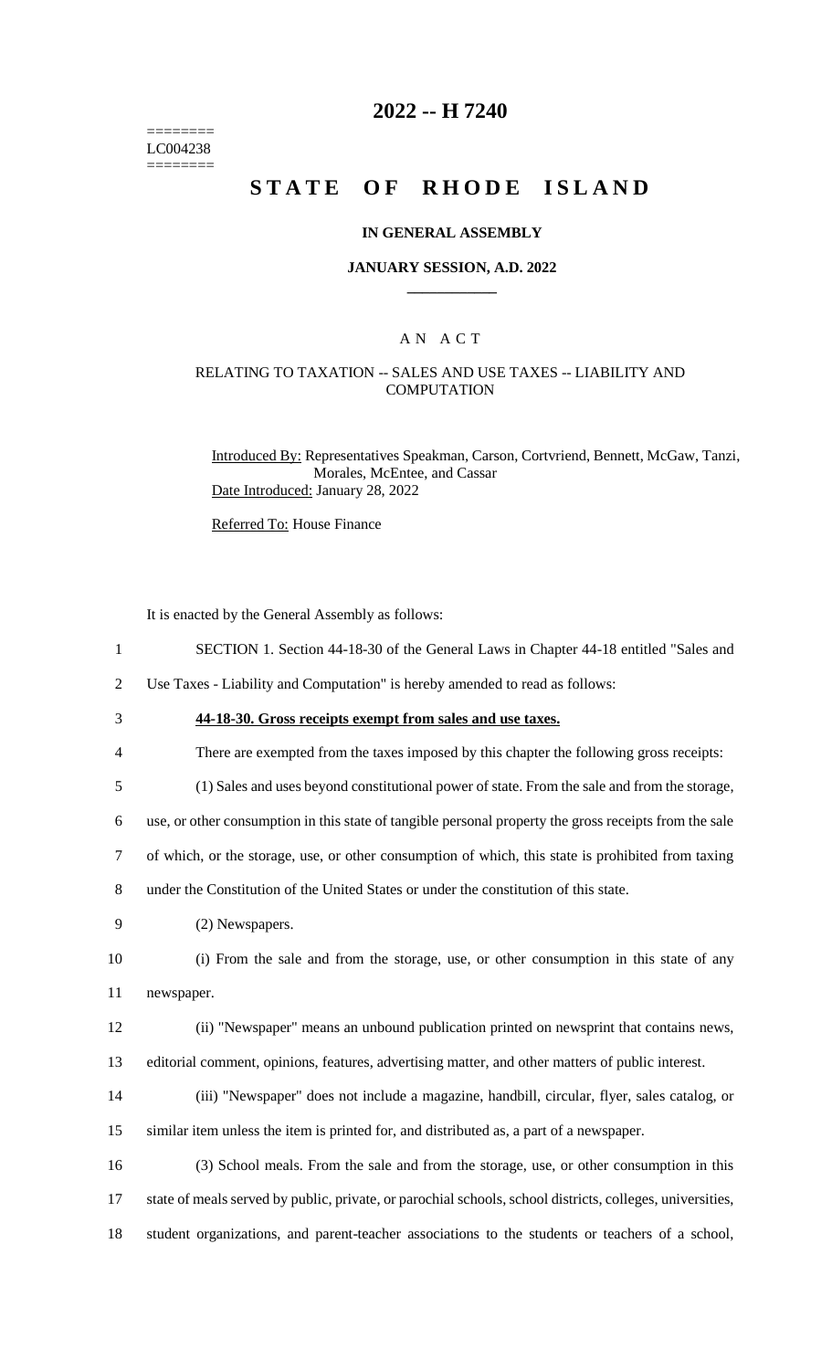========
LC004238
========

# 2022 -- H 7240

# STATE OF RHODE ISLAND

### IN GENERAL ASSEMBLY

### JANUARY SESSION, A.D. 2022

## A N A C T

### RELATING TO TAXATION -- SALES AND USE TAXES -- LIABILITY AND COMPUTATION

Introduced By: Representatives Speakman, Carson, Cortvriend, Bennett, McGaw, Tanzi, Morales, McEntee, and Cassar

Date Introduced: January 28, 2022

Referred To: House Finance

It is enacted by the General Assembly as follows:

1 SECTION 1. Section 44-18-30 of the General Laws in Chapter 44-18 entitled "Sales and
2 Use Taxes - Liability and Computation" is hereby amended to read as follows:

3 **44-18-30. Gross receipts exempt from sales and use taxes.**

4 There are exempted from the taxes imposed by this chapter the following gross receipts:

5 (1) Sales and uses beyond constitutional power of state. From the sale and from the storage,
6 use, or other consumption in this state of tangible personal property the gross receipts from the sale
7 of which, or the storage, use, or other consumption of which, this state is prohibited from taxing
8 under the Constitution of the United States or under the constitution of this state.

9 (2) Newspapers.

10 (i) From the sale and from the storage, use, or other consumption in this state of any
11 newspaper.

12 (ii) "Newspaper" means an unbound publication printed on newsprint that contains news,
13 editorial comment, opinions, features, advertising matter, and other matters of public interest.

14 (iii) "Newspaper" does not include a magazine, handbill, circular, flyer, sales catalog, or
15 similar item unless the item is printed for, and distributed as, a part of a newspaper.

16 (3) School meals. From the sale and from the storage, use, or other consumption in this
17 state of meals served by public, private, or parochial schools, school districts, colleges, universities,
18 student organizations, and parent-teacher associations to the students or teachers of a school,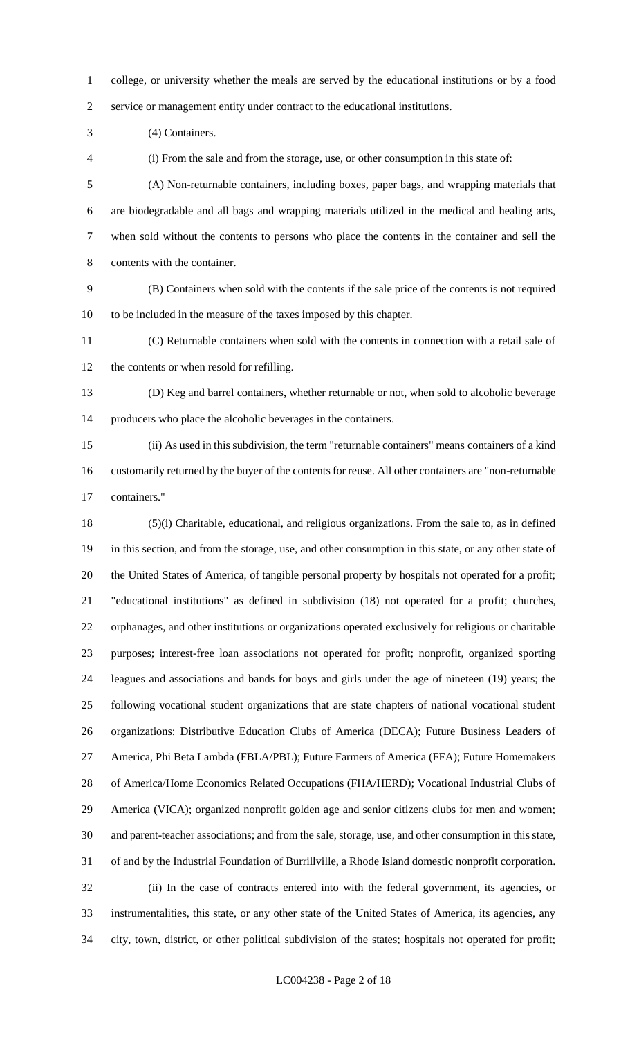college, or university whether the meals are served by the educational institutions or by a food service or management entity under contract to the educational institutions.

(4) Containers.

(i) From the sale and from the storage, use, or other consumption in this state of:

(A) Non-returnable containers, including boxes, paper bags, and wrapping materials that are biodegradable and all bags and wrapping materials utilized in the medical and healing arts, when sold without the contents to persons who place the contents in the container and sell the contents with the container.

(B) Containers when sold with the contents if the sale price of the contents is not required to be included in the measure of the taxes imposed by this chapter.

(C) Returnable containers when sold with the contents in connection with a retail sale of the contents or when resold for refilling.

(D) Keg and barrel containers, whether returnable or not, when sold to alcoholic beverage producers who place the alcoholic beverages in the containers.

(ii) As used in this subdivision, the term "returnable containers" means containers of a kind customarily returned by the buyer of the contents for reuse. All other containers are "non-returnable containers."

(5)(i) Charitable, educational, and religious organizations. From the sale to, as in defined in this section, and from the storage, use, and other consumption in this state, or any other state of the United States of America, of tangible personal property by hospitals not operated for a profit; "educational institutions" as defined in subdivision (18) not operated for a profit; churches, orphanages, and other institutions or organizations operated exclusively for religious or charitable purposes; interest-free loan associations not operated for profit; nonprofit, organized sporting leagues and associations and bands for boys and girls under the age of nineteen (19) years; the following vocational student organizations that are state chapters of national vocational student organizations: Distributive Education Clubs of America (DECA); Future Business Leaders of America, Phi Beta Lambda (FBLA/PBL); Future Farmers of America (FFA); Future Homemakers of America/Home Economics Related Occupations (FHA/HERD); Vocational Industrial Clubs of America (VICA); organized nonprofit golden age and senior citizens clubs for men and women; and parent-teacher associations; and from the sale, storage, use, and other consumption in this state, of and by the Industrial Foundation of Burrillville, a Rhode Island domestic nonprofit corporation.

(ii) In the case of contracts entered into with the federal government, its agencies, or instrumentalities, this state, or any other state of the United States of America, its agencies, any city, town, district, or other political subdivision of the states; hospitals not operated for profit;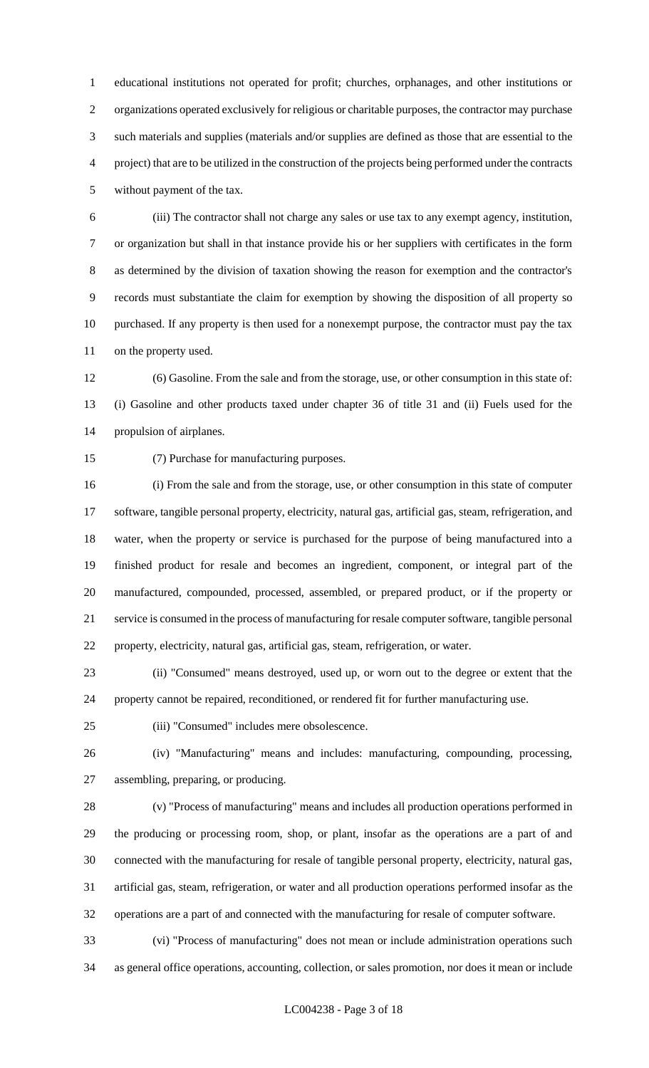educational institutions not operated for profit; churches, orphanages, and other institutions or organizations operated exclusively for religious or charitable purposes, the contractor may purchase such materials and supplies (materials and/or supplies are defined as those that are essential to the project) that are to be utilized in the construction of the projects being performed under the contracts without payment of the tax.

(iii) The contractor shall not charge any sales or use tax to any exempt agency, institution, or organization but shall in that instance provide his or her suppliers with certificates in the form as determined by the division of taxation showing the reason for exemption and the contractor's records must substantiate the claim for exemption by showing the disposition of all property so purchased. If any property is then used for a nonexempt purpose, the contractor must pay the tax on the property used.

(6) Gasoline. From the sale and from the storage, use, or other consumption in this state of: (i) Gasoline and other products taxed under chapter 36 of title 31 and (ii) Fuels used for the propulsion of airplanes.

(7) Purchase for manufacturing purposes.

(i) From the sale and from the storage, use, or other consumption in this state of computer software, tangible personal property, electricity, natural gas, artificial gas, steam, refrigeration, and water, when the property or service is purchased for the purpose of being manufactured into a finished product for resale and becomes an ingredient, component, or integral part of the manufactured, compounded, processed, assembled, or prepared product, or if the property or service is consumed in the process of manufacturing for resale computer software, tangible personal property, electricity, natural gas, artificial gas, steam, refrigeration, or water.

(ii) "Consumed" means destroyed, used up, or worn out to the degree or extent that the property cannot be repaired, reconditioned, or rendered fit for further manufacturing use.

(iii) "Consumed" includes mere obsolescence.

(iv) "Manufacturing" means and includes: manufacturing, compounding, processing, assembling, preparing, or producing.

(v) "Process of manufacturing" means and includes all production operations performed in the producing or processing room, shop, or plant, insofar as the operations are a part of and connected with the manufacturing for resale of tangible personal property, electricity, natural gas, artificial gas, steam, refrigeration, or water and all production operations performed insofar as the operations are a part of and connected with the manufacturing for resale of computer software.

(vi) "Process of manufacturing" does not mean or include administration operations such as general office operations, accounting, collection, or sales promotion, nor does it mean or include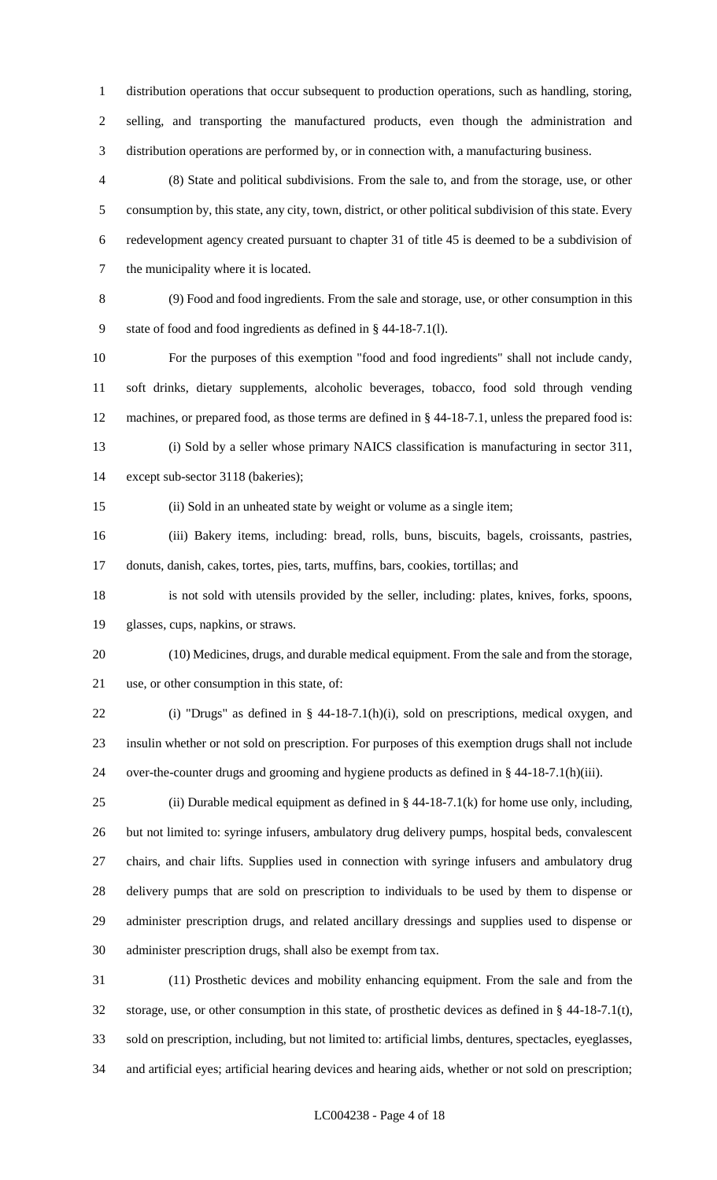distribution operations that occur subsequent to production operations, such as handling, storing, selling, and transporting the manufactured products, even though the administration and distribution operations are performed by, or in connection with, a manufacturing business.

(8) State and political subdivisions. From the sale to, and from the storage, use, or other consumption by, this state, any city, town, district, or other political subdivision of this state. Every redevelopment agency created pursuant to chapter 31 of title 45 is deemed to be a subdivision of the municipality where it is located.

(9) Food and food ingredients. From the sale and storage, use, or other consumption in this state of food and food ingredients as defined in § 44-18-7.1(l).

For the purposes of this exemption "food and food ingredients" shall not include candy, soft drinks, dietary supplements, alcoholic beverages, tobacco, food sold through vending machines, or prepared food, as those terms are defined in § 44-18-7.1, unless the prepared food is:

(i) Sold by a seller whose primary NAICS classification is manufacturing in sector 311, except sub-sector 3118 (bakeries);

(ii) Sold in an unheated state by weight or volume as a single item;

(iii) Bakery items, including: bread, rolls, buns, biscuits, bagels, croissants, pastries, donuts, danish, cakes, tortes, pies, tarts, muffins, bars, cookies, tortillas; and

is not sold with utensils provided by the seller, including: plates, knives, forks, spoons, glasses, cups, napkins, or straws.

(10) Medicines, drugs, and durable medical equipment. From the sale and from the storage, use, or other consumption in this state, of:

(i) "Drugs" as defined in § 44-18-7.1(h)(i), sold on prescriptions, medical oxygen, and insulin whether or not sold on prescription. For purposes of this exemption drugs shall not include over-the-counter drugs and grooming and hygiene products as defined in § 44-18-7.1(h)(iii).

(ii) Durable medical equipment as defined in § 44-18-7.1(k) for home use only, including, but not limited to: syringe infusers, ambulatory drug delivery pumps, hospital beds, convalescent chairs, and chair lifts. Supplies used in connection with syringe infusers and ambulatory drug delivery pumps that are sold on prescription to individuals to be used by them to dispense or administer prescription drugs, and related ancillary dressings and supplies used to dispense or administer prescription drugs, shall also be exempt from tax.

(11) Prosthetic devices and mobility enhancing equipment. From the sale and from the storage, use, or other consumption in this state, of prosthetic devices as defined in § 44-18-7.1(t), sold on prescription, including, but not limited to: artificial limbs, dentures, spectacles, eyeglasses, and artificial eyes; artificial hearing devices and hearing aids, whether or not sold on prescription;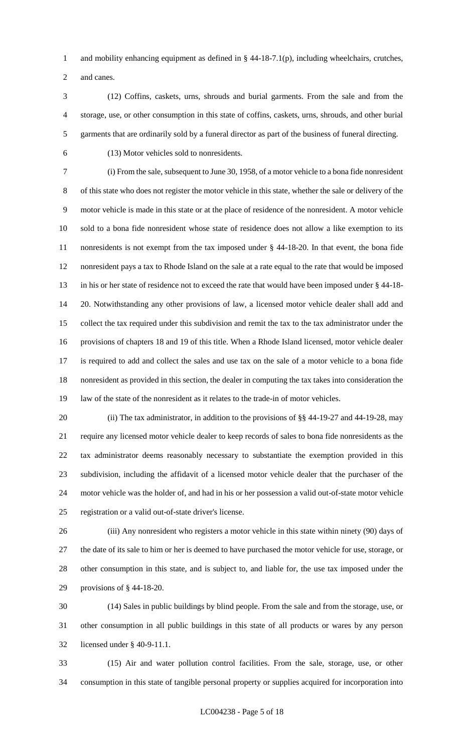and mobility enhancing equipment as defined in § 44-18-7.1(p), including wheelchairs, crutches, and canes.

(12) Coffins, caskets, urns, shrouds and burial garments. From the sale and from the storage, use, or other consumption in this state of coffins, caskets, urns, shrouds, and other burial garments that are ordinarily sold by a funeral director as part of the business of funeral directing.

(13) Motor vehicles sold to nonresidents.

(i) From the sale, subsequent to June 30, 1958, of a motor vehicle to a bona fide nonresident of this state who does not register the motor vehicle in this state, whether the sale or delivery of the motor vehicle is made in this state or at the place of residence of the nonresident. A motor vehicle sold to a bona fide nonresident whose state of residence does not allow a like exemption to its nonresidents is not exempt from the tax imposed under § 44-18-20. In that event, the bona fide nonresident pays a tax to Rhode Island on the sale at a rate equal to the rate that would be imposed in his or her state of residence not to exceed the rate that would have been imposed under § 44-18-20. Notwithstanding any other provisions of law, a licensed motor vehicle dealer shall add and collect the tax required under this subdivision and remit the tax to the tax administrator under the provisions of chapters 18 and 19 of this title. When a Rhode Island licensed, motor vehicle dealer is required to add and collect the sales and use tax on the sale of a motor vehicle to a bona fide nonresident as provided in this section, the dealer in computing the tax takes into consideration the law of the state of the nonresident as it relates to the trade-in of motor vehicles.

(ii) The tax administrator, in addition to the provisions of §§ 44-19-27 and 44-19-28, may require any licensed motor vehicle dealer to keep records of sales to bona fide nonresidents as the tax administrator deems reasonably necessary to substantiate the exemption provided in this subdivision, including the affidavit of a licensed motor vehicle dealer that the purchaser of the motor vehicle was the holder of, and had in his or her possession a valid out-of-state motor vehicle registration or a valid out-of-state driver's license.

(iii) Any nonresident who registers a motor vehicle in this state within ninety (90) days of the date of its sale to him or her is deemed to have purchased the motor vehicle for use, storage, or other consumption in this state, and is subject to, and liable for, the use tax imposed under the provisions of § 44-18-20.

(14) Sales in public buildings by blind people. From the sale and from the storage, use, or other consumption in all public buildings in this state of all products or wares by any person licensed under § 40-9-11.1.

(15) Air and water pollution control facilities. From the sale, storage, use, or other consumption in this state of tangible personal property or supplies acquired for incorporation into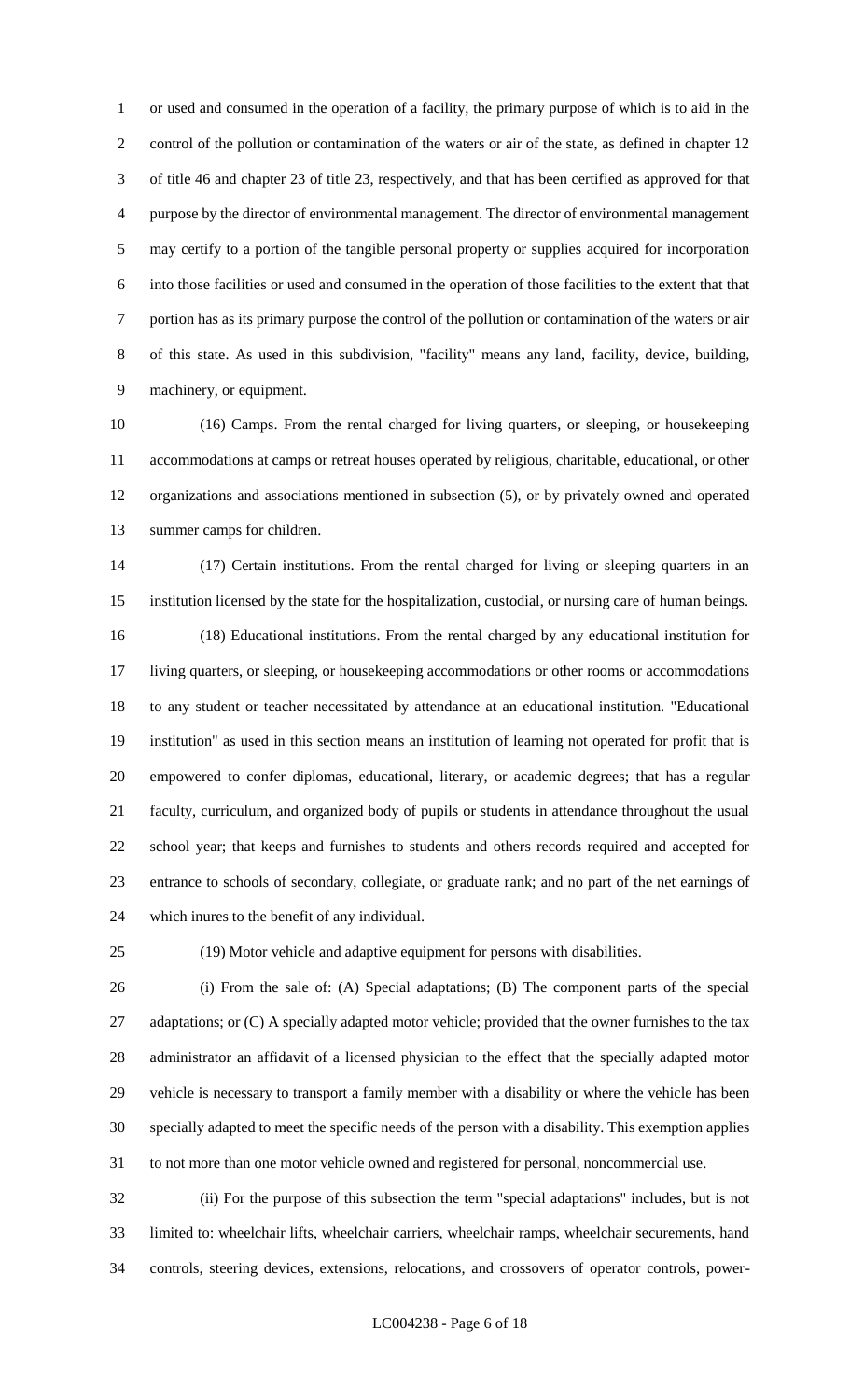or used and consumed in the operation of a facility, the primary purpose of which is to aid in the control of the pollution or contamination of the waters or air of the state, as defined in chapter 12 of title 46 and chapter 23 of title 23, respectively, and that has been certified as approved for that purpose by the director of environmental management. The director of environmental management may certify to a portion of the tangible personal property or supplies acquired for incorporation into those facilities or used and consumed in the operation of those facilities to the extent that that portion has as its primary purpose the control of the pollution or contamination of the waters or air of this state. As used in this subdivision, "facility" means any land, facility, device, building, machinery, or equipment.

(16) Camps. From the rental charged for living quarters, or sleeping, or housekeeping accommodations at camps or retreat houses operated by religious, charitable, educational, or other organizations and associations mentioned in subsection (5), or by privately owned and operated summer camps for children.

(17) Certain institutions. From the rental charged for living or sleeping quarters in an institution licensed by the state for the hospitalization, custodial, or nursing care of human beings.

(18) Educational institutions. From the rental charged by any educational institution for living quarters, or sleeping, or housekeeping accommodations or other rooms or accommodations to any student or teacher necessitated by attendance at an educational institution. "Educational institution" as used in this section means an institution of learning not operated for profit that is empowered to confer diplomas, educational, literary, or academic degrees; that has a regular faculty, curriculum, and organized body of pupils or students in attendance throughout the usual school year; that keeps and furnishes to students and others records required and accepted for entrance to schools of secondary, collegiate, or graduate rank; and no part of the net earnings of which inures to the benefit of any individual.

(19) Motor vehicle and adaptive equipment for persons with disabilities.

(i) From the sale of: (A) Special adaptations; (B) The component parts of the special adaptations; or (C) A specially adapted motor vehicle; provided that the owner furnishes to the tax administrator an affidavit of a licensed physician to the effect that the specially adapted motor vehicle is necessary to transport a family member with a disability or where the vehicle has been specially adapted to meet the specific needs of the person with a disability. This exemption applies to not more than one motor vehicle owned and registered for personal, noncommercial use.

(ii) For the purpose of this subsection the term "special adaptations" includes, but is not limited to: wheelchair lifts, wheelchair carriers, wheelchair ramps, wheelchair securements, hand controls, steering devices, extensions, relocations, and crossovers of operator controls, power-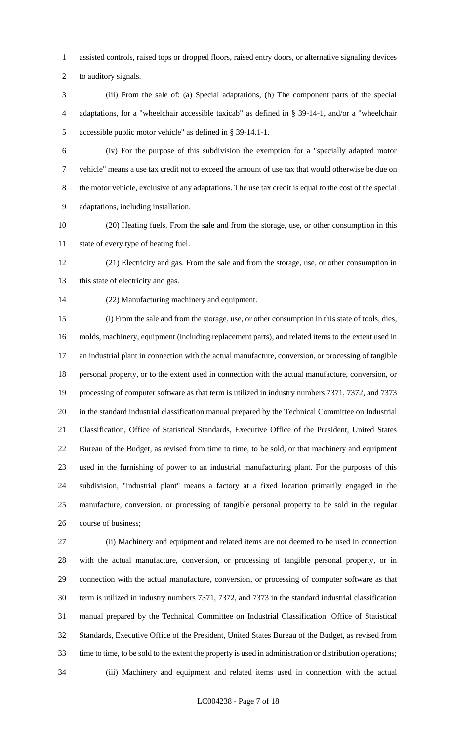assisted controls, raised tops or dropped floors, raised entry doors, or alternative signaling devices to auditory signals.

(iii) From the sale of: (a) Special adaptations, (b) The component parts of the special adaptations, for a "wheelchair accessible taxicab" as defined in § 39-14-1, and/or a "wheelchair accessible public motor vehicle" as defined in § 39-14.1-1.

(iv) For the purpose of this subdivision the exemption for a "specially adapted motor vehicle" means a use tax credit not to exceed the amount of use tax that would otherwise be due on the motor vehicle, exclusive of any adaptations. The use tax credit is equal to the cost of the special adaptations, including installation.

(20) Heating fuels. From the sale and from the storage, use, or other consumption in this state of every type of heating fuel.

(21) Electricity and gas. From the sale and from the storage, use, or other consumption in this state of electricity and gas.

(22) Manufacturing machinery and equipment.

(i) From the sale and from the storage, use, or other consumption in this state of tools, dies, molds, machinery, equipment (including replacement parts), and related items to the extent used in an industrial plant in connection with the actual manufacture, conversion, or processing of tangible personal property, or to the extent used in connection with the actual manufacture, conversion, or processing of computer software as that term is utilized in industry numbers 7371, 7372, and 7373 in the standard industrial classification manual prepared by the Technical Committee on Industrial Classification, Office of Statistical Standards, Executive Office of the President, United States Bureau of the Budget, as revised from time to time, to be sold, or that machinery and equipment used in the furnishing of power to an industrial manufacturing plant. For the purposes of this subdivision, "industrial plant" means a factory at a fixed location primarily engaged in the manufacture, conversion, or processing of tangible personal property to be sold in the regular course of business;

(ii) Machinery and equipment and related items are not deemed to be used in connection with the actual manufacture, conversion, or processing of tangible personal property, or in connection with the actual manufacture, conversion, or processing of computer software as that term is utilized in industry numbers 7371, 7372, and 7373 in the standard industrial classification manual prepared by the Technical Committee on Industrial Classification, Office of Statistical Standards, Executive Office of the President, United States Bureau of the Budget, as revised from time to time, to be sold to the extent the property is used in administration or distribution operations;

(iii) Machinery and equipment and related items used in connection with the actual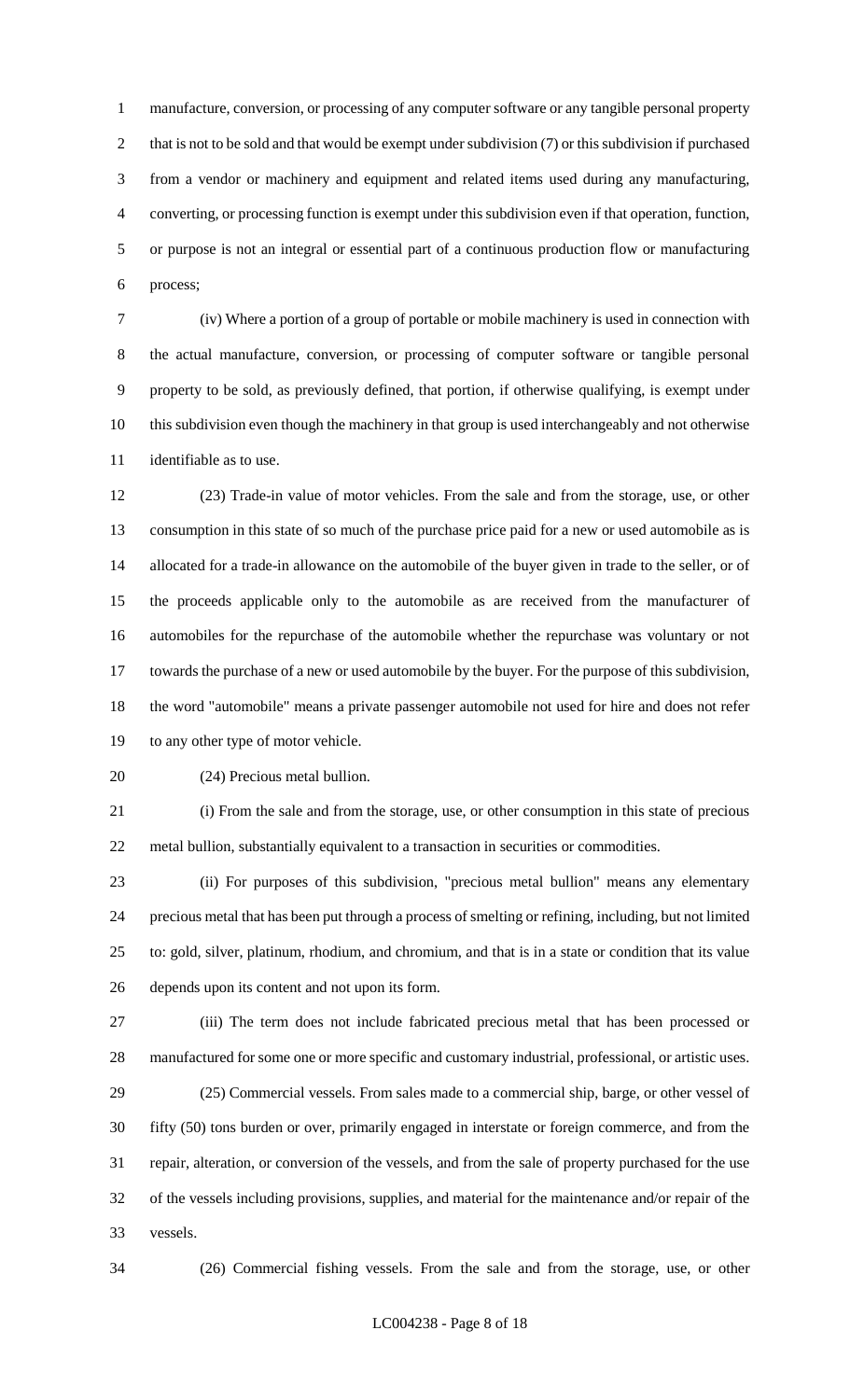manufacture, conversion, or processing of any computer software or any tangible personal property that is not to be sold and that would be exempt under subdivision (7) or this subdivision if purchased from a vendor or machinery and equipment and related items used during any manufacturing, converting, or processing function is exempt under this subdivision even if that operation, function, or purpose is not an integral or essential part of a continuous production flow or manufacturing process;

(iv) Where a portion of a group of portable or mobile machinery is used in connection with the actual manufacture, conversion, or processing of computer software or tangible personal property to be sold, as previously defined, that portion, if otherwise qualifying, is exempt under this subdivision even though the machinery in that group is used interchangeably and not otherwise identifiable as to use.

(23) Trade-in value of motor vehicles. From the sale and from the storage, use, or other consumption in this state of so much of the purchase price paid for a new or used automobile as is allocated for a trade-in allowance on the automobile of the buyer given in trade to the seller, or of the proceeds applicable only to the automobile as are received from the manufacturer of automobiles for the repurchase of the automobile whether the repurchase was voluntary or not towards the purchase of a new or used automobile by the buyer. For the purpose of this subdivision, the word "automobile" means a private passenger automobile not used for hire and does not refer to any other type of motor vehicle.

(24) Precious metal bullion.

(i) From the sale and from the storage, use, or other consumption in this state of precious metal bullion, substantially equivalent to a transaction in securities or commodities.

(ii) For purposes of this subdivision, "precious metal bullion" means any elementary precious metal that has been put through a process of smelting or refining, including, but not limited to: gold, silver, platinum, rhodium, and chromium, and that is in a state or condition that its value depends upon its content and not upon its form.

(iii) The term does not include fabricated precious metal that has been processed or manufactured for some one or more specific and customary industrial, professional, or artistic uses.

(25) Commercial vessels. From sales made to a commercial ship, barge, or other vessel of fifty (50) tons burden or over, primarily engaged in interstate or foreign commerce, and from the repair, alteration, or conversion of the vessels, and from the sale of property purchased for the use of the vessels including provisions, supplies, and material for the maintenance and/or repair of the vessels.

(26) Commercial fishing vessels. From the sale and from the storage, use, or other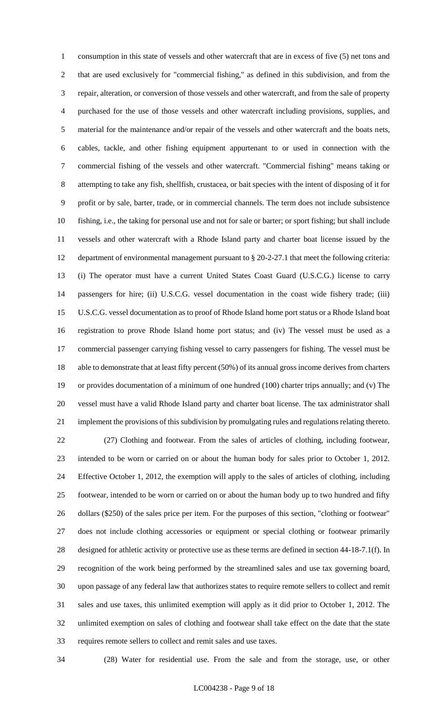consumption in this state of vessels and other watercraft that are in excess of five (5) net tons and that are used exclusively for "commercial fishing," as defined in this subdivision, and from the repair, alteration, or conversion of those vessels and other watercraft, and from the sale of property purchased for the use of those vessels and other watercraft including provisions, supplies, and material for the maintenance and/or repair of the vessels and other watercraft and the boats nets, cables, tackle, and other fishing equipment appurtenant to or used in connection with the commercial fishing of the vessels and other watercraft. "Commercial fishing" means taking or attempting to take any fish, shellfish, crustacea, or bait species with the intent of disposing of it for profit or by sale, barter, trade, or in commercial channels. The term does not include subsistence fishing, i.e., the taking for personal use and not for sale or barter; or sport fishing; but shall include vessels and other watercraft with a Rhode Island party and charter boat license issued by the department of environmental management pursuant to § 20-2-27.1 that meet the following criteria: (i) The operator must have a current United States Coast Guard (U.S.C.G.) license to carry passengers for hire; (ii) U.S.C.G. vessel documentation in the coast wide fishery trade; (iii) U.S.C.G. vessel documentation as to proof of Rhode Island home port status or a Rhode Island boat registration to prove Rhode Island home port status; and (iv) The vessel must be used as a commercial passenger carrying fishing vessel to carry passengers for fishing. The vessel must be able to demonstrate that at least fifty percent (50%) of its annual gross income derives from charters or provides documentation of a minimum of one hundred (100) charter trips annually; and (v) The vessel must have a valid Rhode Island party and charter boat license. The tax administrator shall implement the provisions of this subdivision by promulgating rules and regulations relating thereto.

(27) Clothing and footwear. From the sales of articles of clothing, including footwear, intended to be worn or carried on or about the human body for sales prior to October 1, 2012. Effective October 1, 2012, the exemption will apply to the sales of articles of clothing, including footwear, intended to be worn or carried on or about the human body up to two hundred and fifty dollars ($250) of the sales price per item. For the purposes of this section, "clothing or footwear" does not include clothing accessories or equipment or special clothing or footwear primarily designed for athletic activity or protective use as these terms are defined in section 44-18-7.1(f). In recognition of the work being performed by the streamlined sales and use tax governing board, upon passage of any federal law that authorizes states to require remote sellers to collect and remit sales and use taxes, this unlimited exemption will apply as it did prior to October 1, 2012. The unlimited exemption on sales of clothing and footwear shall take effect on the date that the state requires remote sellers to collect and remit sales and use taxes.

(28) Water for residential use. From the sale and from the storage, use, or other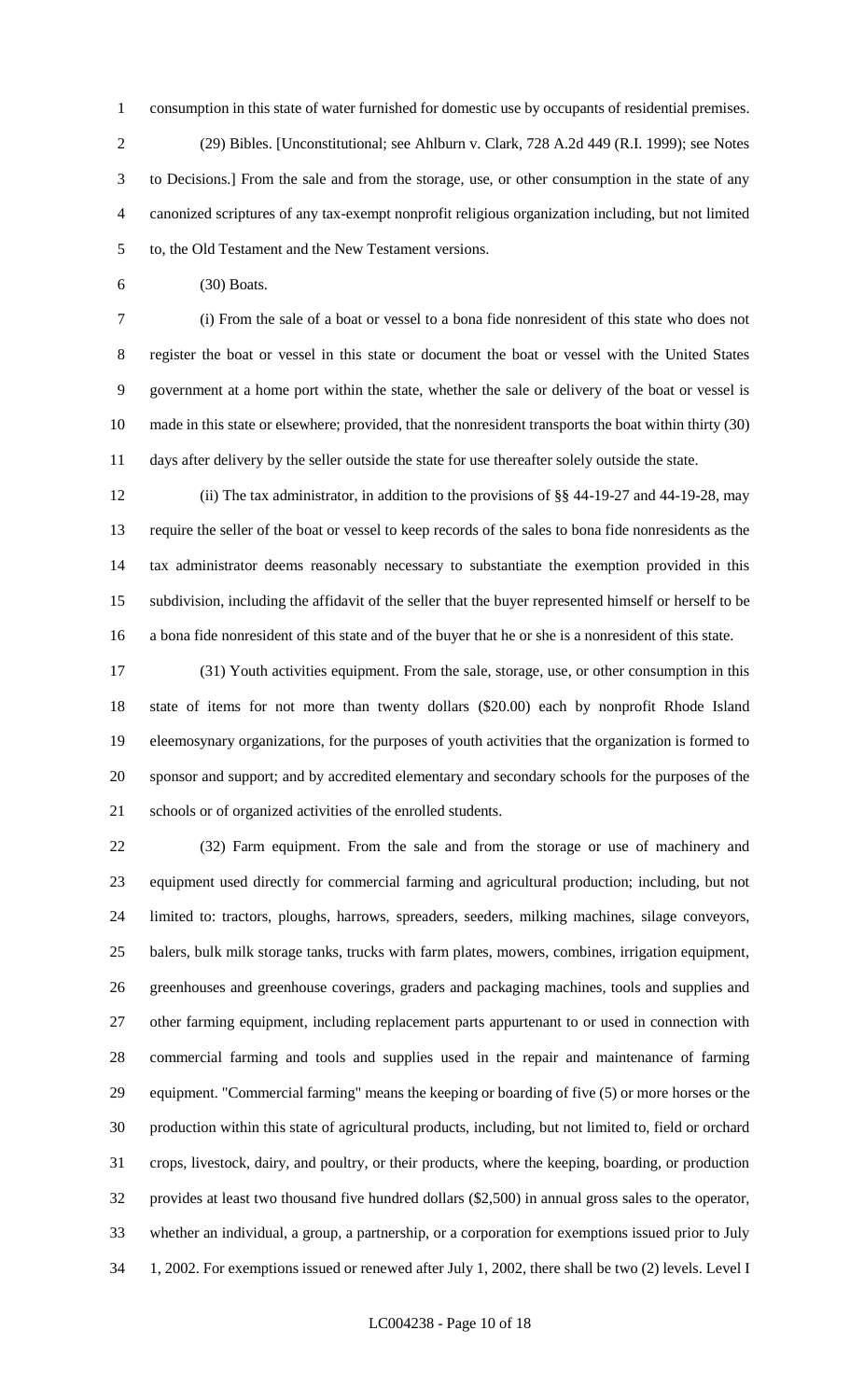consumption in this state of water furnished for domestic use by occupants of residential premises.

(29) Bibles. [Unconstitutional; see Ahlburn v. Clark, 728 A.2d 449 (R.I. 1999); see Notes to Decisions.] From the sale and from the storage, use, or other consumption in the state of any canonized scriptures of any tax-exempt nonprofit religious organization including, but not limited to, the Old Testament and the New Testament versions.

(30) Boats.

(i) From the sale of a boat or vessel to a bona fide nonresident of this state who does not register the boat or vessel in this state or document the boat or vessel with the United States government at a home port within the state, whether the sale or delivery of the boat or vessel is made in this state or elsewhere; provided, that the nonresident transports the boat within thirty (30) days after delivery by the seller outside the state for use thereafter solely outside the state.

(ii) The tax administrator, in addition to the provisions of §§ 44-19-27 and 44-19-28, may require the seller of the boat or vessel to keep records of the sales to bona fide nonresidents as the tax administrator deems reasonably necessary to substantiate the exemption provided in this subdivision, including the affidavit of the seller that the buyer represented himself or herself to be a bona fide nonresident of this state and of the buyer that he or she is a nonresident of this state.

(31) Youth activities equipment. From the sale, storage, use, or other consumption in this state of items for not more than twenty dollars ($20.00) each by nonprofit Rhode Island eleemosynary organizations, for the purposes of youth activities that the organization is formed to sponsor and support; and by accredited elementary and secondary schools for the purposes of the schools or of organized activities of the enrolled students.

(32) Farm equipment. From the sale and from the storage or use of machinery and equipment used directly for commercial farming and agricultural production; including, but not limited to: tractors, ploughs, harrows, spreaders, seeders, milking machines, silage conveyors, balers, bulk milk storage tanks, trucks with farm plates, mowers, combines, irrigation equipment, greenhouses and greenhouse coverings, graders and packaging machines, tools and supplies and other farming equipment, including replacement parts appurtenant to or used in connection with commercial farming and tools and supplies used in the repair and maintenance of farming equipment. "Commercial farming" means the keeping or boarding of five (5) or more horses or the production within this state of agricultural products, including, but not limited to, field or orchard crops, livestock, dairy, and poultry, or their products, where the keeping, boarding, or production provides at least two thousand five hundred dollars ($2,500) in annual gross sales to the operator, whether an individual, a group, a partnership, or a corporation for exemptions issued prior to July 1, 2002. For exemptions issued or renewed after July 1, 2002, there shall be two (2) levels. Level I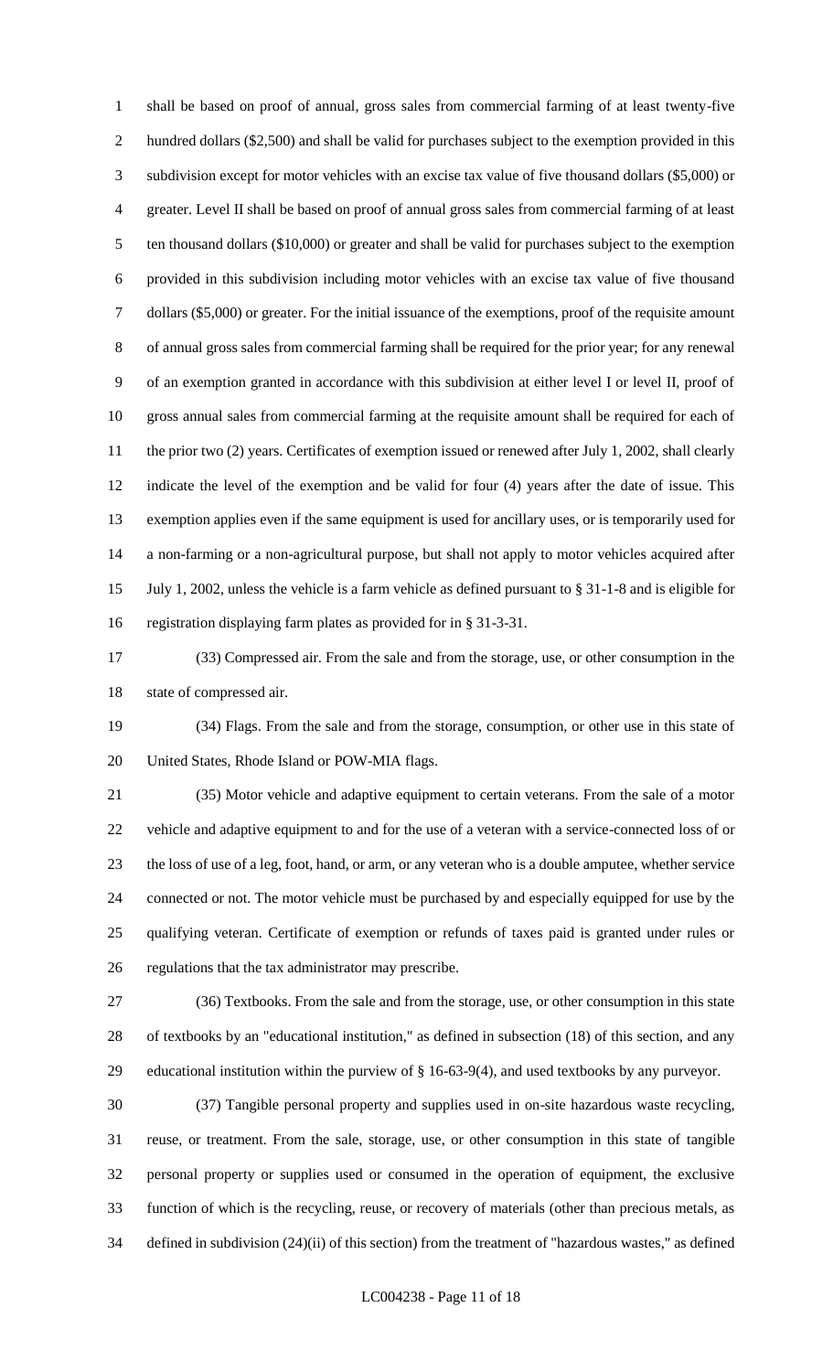shall be based on proof of annual, gross sales from commercial farming of at least twenty-five hundred dollars ($2,500) and shall be valid for purchases subject to the exemption provided in this subdivision except for motor vehicles with an excise tax value of five thousand dollars ($5,000) or greater. Level II shall be based on proof of annual gross sales from commercial farming of at least ten thousand dollars ($10,000) or greater and shall be valid for purchases subject to the exemption provided in this subdivision including motor vehicles with an excise tax value of five thousand dollars ($5,000) or greater. For the initial issuance of the exemptions, proof of the requisite amount of annual gross sales from commercial farming shall be required for the prior year; for any renewal of an exemption granted in accordance with this subdivision at either level I or level II, proof of gross annual sales from commercial farming at the requisite amount shall be required for each of the prior two (2) years. Certificates of exemption issued or renewed after July 1, 2002, shall clearly indicate the level of the exemption and be valid for four (4) years after the date of issue. This exemption applies even if the same equipment is used for ancillary uses, or is temporarily used for a non-farming or a non-agricultural purpose, but shall not apply to motor vehicles acquired after July 1, 2002, unless the vehicle is a farm vehicle as defined pursuant to § 31-1-8 and is eligible for registration displaying farm plates as provided for in § 31-3-31.

(33) Compressed air. From the sale and from the storage, use, or other consumption in the state of compressed air.

(34) Flags. From the sale and from the storage, consumption, or other use in this state of United States, Rhode Island or POW-MIA flags.

(35) Motor vehicle and adaptive equipment to certain veterans. From the sale of a motor vehicle and adaptive equipment to and for the use of a veteran with a service-connected loss of or the loss of use of a leg, foot, hand, or arm, or any veteran who is a double amputee, whether service connected or not. The motor vehicle must be purchased by and especially equipped for use by the qualifying veteran. Certificate of exemption or refunds of taxes paid is granted under rules or regulations that the tax administrator may prescribe.

(36) Textbooks. From the sale and from the storage, use, or other consumption in this state of textbooks by an "educational institution," as defined in subsection (18) of this section, and any educational institution within the purview of § 16-63-9(4), and used textbooks by any purveyor.

(37) Tangible personal property and supplies used in on-site hazardous waste recycling, reuse, or treatment. From the sale, storage, use, or other consumption in this state of tangible personal property or supplies used or consumed in the operation of equipment, the exclusive function of which is the recycling, reuse, or recovery of materials (other than precious metals, as defined in subdivision (24)(ii) of this section) from the treatment of "hazardous wastes," as defined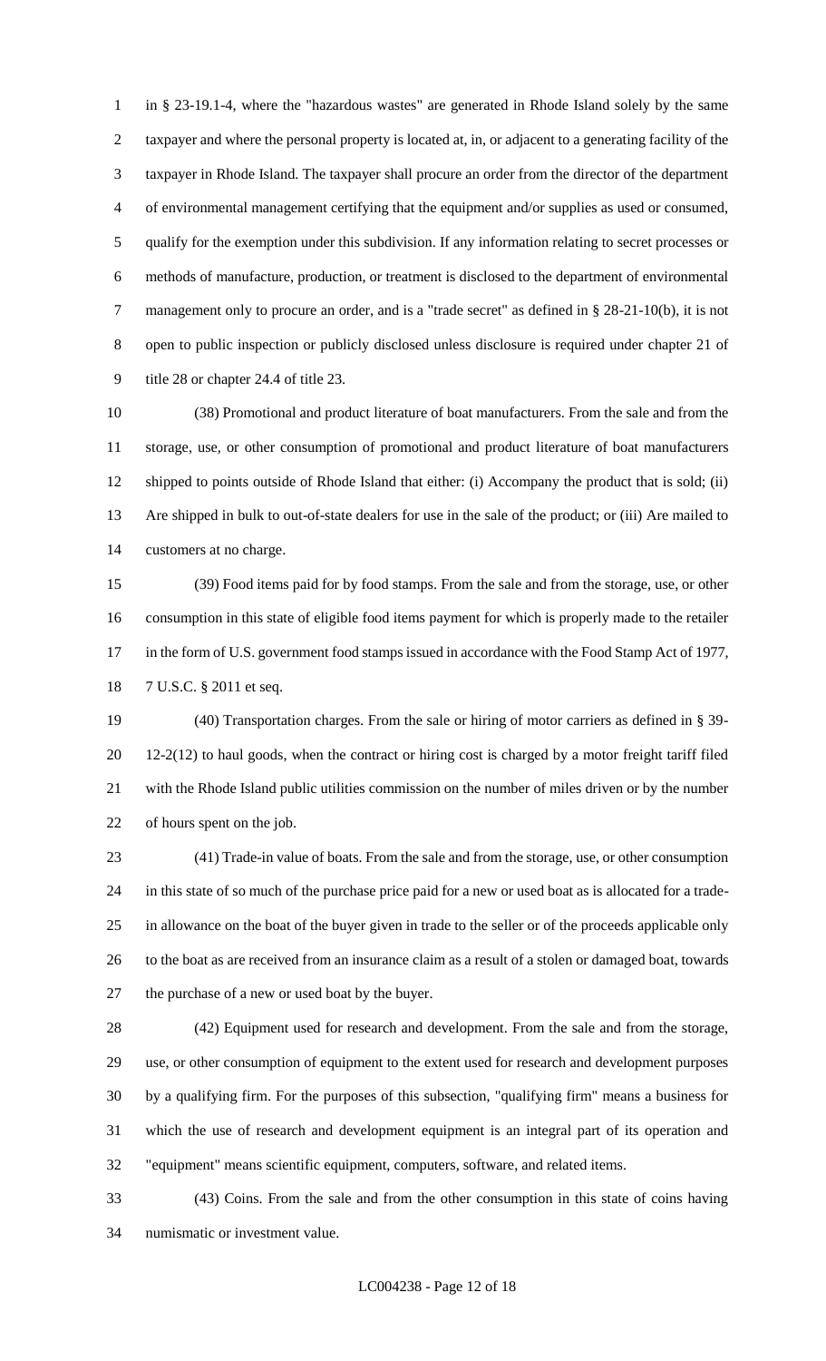in § 23-19.1-4, where the "hazardous wastes" are generated in Rhode Island solely by the same taxpayer and where the personal property is located at, in, or adjacent to a generating facility of the taxpayer in Rhode Island. The taxpayer shall procure an order from the director of the department of environmental management certifying that the equipment and/or supplies as used or consumed, qualify for the exemption under this subdivision. If any information relating to secret processes or methods of manufacture, production, or treatment is disclosed to the department of environmental management only to procure an order, and is a "trade secret" as defined in § 28-21-10(b), it is not open to public inspection or publicly disclosed unless disclosure is required under chapter 21 of title 28 or chapter 24.4 of title 23.

(38) Promotional and product literature of boat manufacturers. From the sale and from the storage, use, or other consumption of promotional and product literature of boat manufacturers shipped to points outside of Rhode Island that either: (i) Accompany the product that is sold; (ii) Are shipped in bulk to out-of-state dealers for use in the sale of the product; or (iii) Are mailed to customers at no charge.

(39) Food items paid for by food stamps. From the sale and from the storage, use, or other consumption in this state of eligible food items payment for which is properly made to the retailer in the form of U.S. government food stamps issued in accordance with the Food Stamp Act of 1977, 7 U.S.C. § 2011 et seq.

(40) Transportation charges. From the sale or hiring of motor carriers as defined in § 39-12-2(12) to haul goods, when the contract or hiring cost is charged by a motor freight tariff filed with the Rhode Island public utilities commission on the number of miles driven or by the number of hours spent on the job.

(41) Trade-in value of boats. From the sale and from the storage, use, or other consumption in this state of so much of the purchase price paid for a new or used boat as is allocated for a trade-in allowance on the boat of the buyer given in trade to the seller or of the proceeds applicable only to the boat as are received from an insurance claim as a result of a stolen or damaged boat, towards the purchase of a new or used boat by the buyer.

(42) Equipment used for research and development. From the sale and from the storage, use, or other consumption of equipment to the extent used for research and development purposes by a qualifying firm. For the purposes of this subsection, "qualifying firm" means a business for which the use of research and development equipment is an integral part of its operation and "equipment" means scientific equipment, computers, software, and related items.

(43) Coins. From the sale and from the other consumption in this state of coins having numismatic or investment value.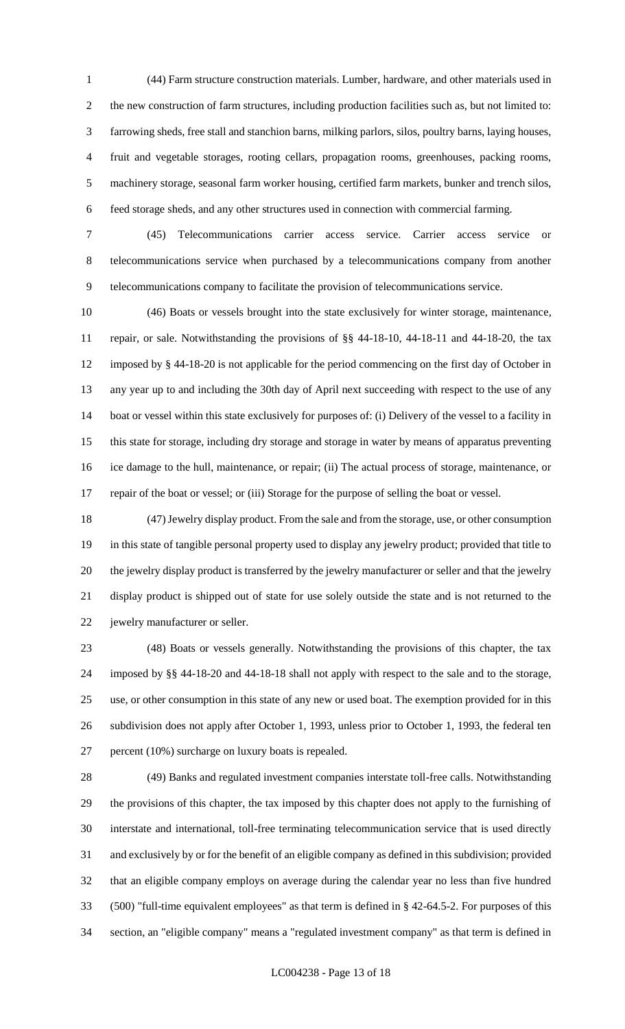(44) Farm structure construction materials. Lumber, hardware, and other materials used in the new construction of farm structures, including production facilities such as, but not limited to: farrowing sheds, free stall and stanchion barns, milking parlors, silos, poultry barns, laying houses, fruit and vegetable storages, rooting cellars, propagation rooms, greenhouses, packing rooms, machinery storage, seasonal farm worker housing, certified farm markets, bunker and trench silos, feed storage sheds, and any other structures used in connection with commercial farming.

(45) Telecommunications carrier access service. Carrier access service or telecommunications service when purchased by a telecommunications company from another telecommunications company to facilitate the provision of telecommunications service.

(46) Boats or vessels brought into the state exclusively for winter storage, maintenance, repair, or sale. Notwithstanding the provisions of §§ 44-18-10, 44-18-11 and 44-18-20, the tax imposed by § 44-18-20 is not applicable for the period commencing on the first day of October in any year up to and including the 30th day of April next succeeding with respect to the use of any boat or vessel within this state exclusively for purposes of: (i) Delivery of the vessel to a facility in this state for storage, including dry storage and storage in water by means of apparatus preventing ice damage to the hull, maintenance, or repair; (ii) The actual process of storage, maintenance, or repair of the boat or vessel; or (iii) Storage for the purpose of selling the boat or vessel.

(47) Jewelry display product. From the sale and from the storage, use, or other consumption in this state of tangible personal property used to display any jewelry product; provided that title to the jewelry display product is transferred by the jewelry manufacturer or seller and that the jewelry display product is shipped out of state for use solely outside the state and is not returned to the jewelry manufacturer or seller.

(48) Boats or vessels generally. Notwithstanding the provisions of this chapter, the tax imposed by §§ 44-18-20 and 44-18-18 shall not apply with respect to the sale and to the storage, use, or other consumption in this state of any new or used boat. The exemption provided for in this subdivision does not apply after October 1, 1993, unless prior to October 1, 1993, the federal ten percent (10%) surcharge on luxury boats is repealed.

(49) Banks and regulated investment companies interstate toll-free calls. Notwithstanding the provisions of this chapter, the tax imposed by this chapter does not apply to the furnishing of interstate and international, toll-free terminating telecommunication service that is used directly and exclusively by or for the benefit of an eligible company as defined in this subdivision; provided that an eligible company employs on average during the calendar year no less than five hundred (500) "full-time equivalent employees" as that term is defined in § 42-64.5-2. For purposes of this section, an "eligible company" means a "regulated investment company" as that term is defined in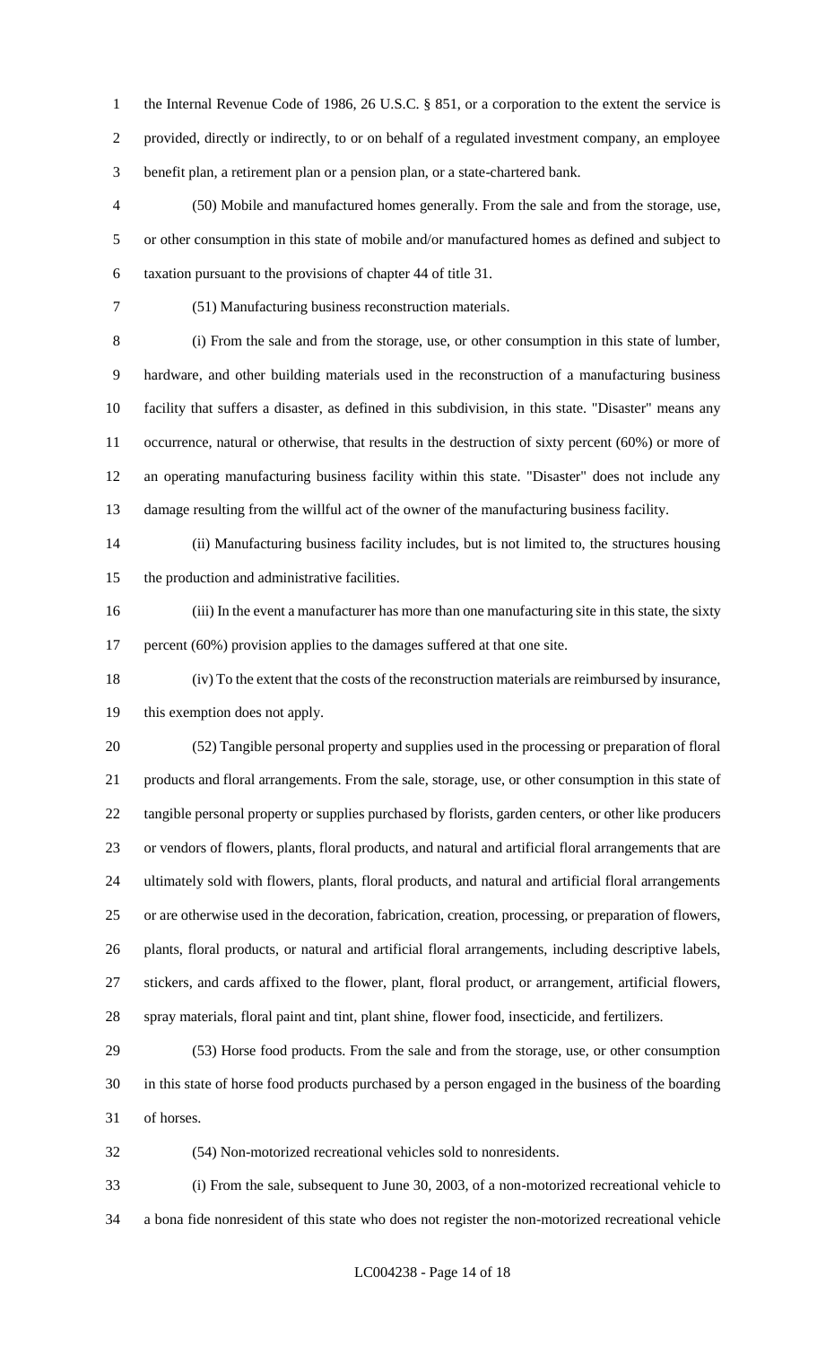the Internal Revenue Code of 1986, 26 U.S.C. § 851, or a corporation to the extent the service is provided, directly or indirectly, to or on behalf of a regulated investment company, an employee benefit plan, a retirement plan or a pension plan, or a state-chartered bank.

(50) Mobile and manufactured homes generally. From the sale and from the storage, use, or other consumption in this state of mobile and/or manufactured homes as defined and subject to taxation pursuant to the provisions of chapter 44 of title 31.

(51) Manufacturing business reconstruction materials.

(i) From the sale and from the storage, use, or other consumption in this state of lumber, hardware, and other building materials used in the reconstruction of a manufacturing business facility that suffers a disaster, as defined in this subdivision, in this state. "Disaster" means any occurrence, natural or otherwise, that results in the destruction of sixty percent (60%) or more of an operating manufacturing business facility within this state. "Disaster" does not include any damage resulting from the willful act of the owner of the manufacturing business facility.

(ii) Manufacturing business facility includes, but is not limited to, the structures housing the production and administrative facilities.

(iii) In the event a manufacturer has more than one manufacturing site in this state, the sixty percent (60%) provision applies to the damages suffered at that one site.

(iv) To the extent that the costs of the reconstruction materials are reimbursed by insurance, this exemption does not apply.

(52) Tangible personal property and supplies used in the processing or preparation of floral products and floral arrangements. From the sale, storage, use, or other consumption in this state of tangible personal property or supplies purchased by florists, garden centers, or other like producers or vendors of flowers, plants, floral products, and natural and artificial floral arrangements that are ultimately sold with flowers, plants, floral products, and natural and artificial floral arrangements or are otherwise used in the decoration, fabrication, creation, processing, or preparation of flowers, plants, floral products, or natural and artificial floral arrangements, including descriptive labels, stickers, and cards affixed to the flower, plant, floral product, or arrangement, artificial flowers, spray materials, floral paint and tint, plant shine, flower food, insecticide, and fertilizers.

(53) Horse food products. From the sale and from the storage, use, or other consumption in this state of horse food products purchased by a person engaged in the business of the boarding of horses.

(54) Non-motorized recreational vehicles sold to nonresidents.

(i) From the sale, subsequent to June 30, 2003, of a non-motorized recreational vehicle to a bona fide nonresident of this state who does not register the non-motorized recreational vehicle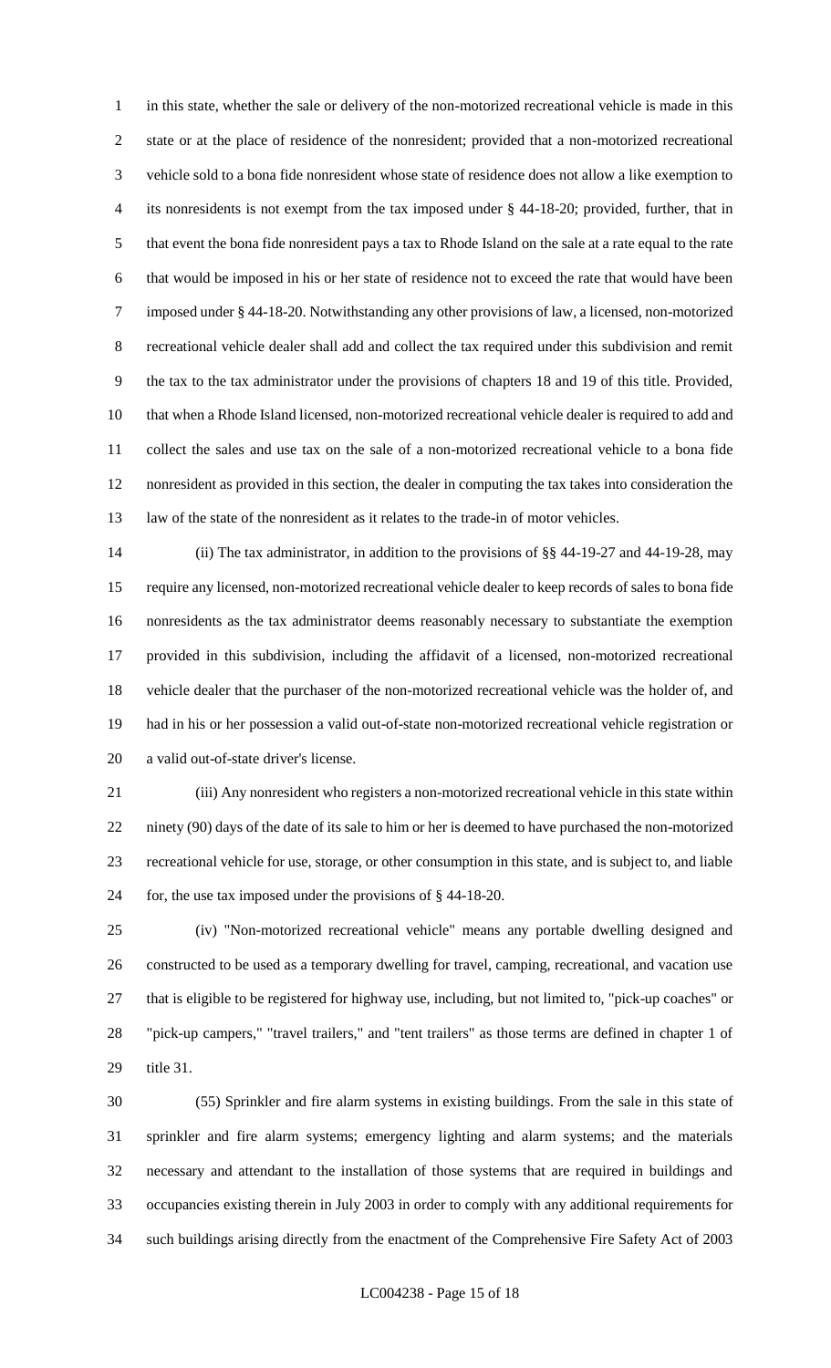in this state, whether the sale or delivery of the non-motorized recreational vehicle is made in this state or at the place of residence of the nonresident; provided that a non-motorized recreational vehicle sold to a bona fide nonresident whose state of residence does not allow a like exemption to its nonresidents is not exempt from the tax imposed under § 44-18-20; provided, further, that in that event the bona fide nonresident pays a tax to Rhode Island on the sale at a rate equal to the rate that would be imposed in his or her state of residence not to exceed the rate that would have been imposed under § 44-18-20. Notwithstanding any other provisions of law, a licensed, non-motorized recreational vehicle dealer shall add and collect the tax required under this subdivision and remit the tax to the tax administrator under the provisions of chapters 18 and 19 of this title. Provided, that when a Rhode Island licensed, non-motorized recreational vehicle dealer is required to add and collect the sales and use tax on the sale of a non-motorized recreational vehicle to a bona fide nonresident as provided in this section, the dealer in computing the tax takes into consideration the law of the state of the nonresident as it relates to the trade-in of motor vehicles.

(ii) The tax administrator, in addition to the provisions of §§ 44-19-27 and 44-19-28, may require any licensed, non-motorized recreational vehicle dealer to keep records of sales to bona fide nonresidents as the tax administrator deems reasonably necessary to substantiate the exemption provided in this subdivision, including the affidavit of a licensed, non-motorized recreational vehicle dealer that the purchaser of the non-motorized recreational vehicle was the holder of, and had in his or her possession a valid out-of-state non-motorized recreational vehicle registration or a valid out-of-state driver's license.

(iii) Any nonresident who registers a non-motorized recreational vehicle in this state within ninety (90) days of the date of its sale to him or her is deemed to have purchased the non-motorized recreational vehicle for use, storage, or other consumption in this state, and is subject to, and liable for, the use tax imposed under the provisions of § 44-18-20.

(iv) "Non-motorized recreational vehicle" means any portable dwelling designed and constructed to be used as a temporary dwelling for travel, camping, recreational, and vacation use that is eligible to be registered for highway use, including, but not limited to, "pick-up coaches" or "pick-up campers," "travel trailers," and "tent trailers" as those terms are defined in chapter 1 of title 31.

(55) Sprinkler and fire alarm systems in existing buildings. From the sale in this state of sprinkler and fire alarm systems; emergency lighting and alarm systems; and the materials necessary and attendant to the installation of those systems that are required in buildings and occupancies existing therein in July 2003 in order to comply with any additional requirements for such buildings arising directly from the enactment of the Comprehensive Fire Safety Act of 2003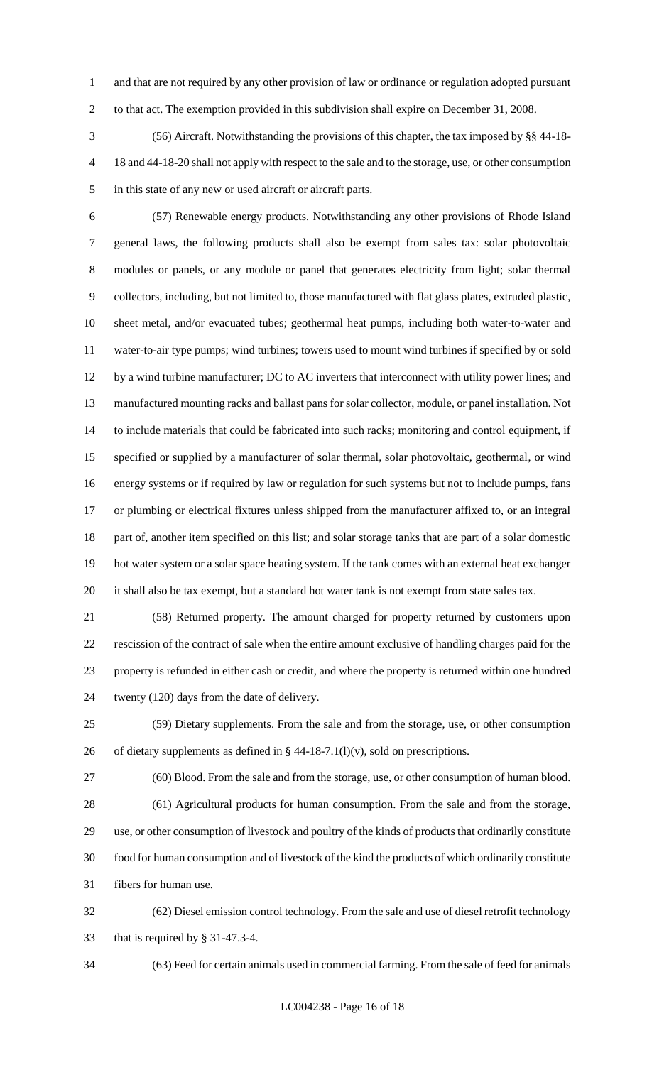and that are not required by any other provision of law or ordinance or regulation adopted pursuant to that act. The exemption provided in this subdivision shall expire on December 31, 2008.

(56) Aircraft. Notwithstanding the provisions of this chapter, the tax imposed by §§ 44-18-18 and 44-18-20 shall not apply with respect to the sale and to the storage, use, or other consumption in this state of any new or used aircraft or aircraft parts.

(57) Renewable energy products. Notwithstanding any other provisions of Rhode Island general laws, the following products shall also be exempt from sales tax: solar photovoltaic modules or panels, or any module or panel that generates electricity from light; solar thermal collectors, including, but not limited to, those manufactured with flat glass plates, extruded plastic, sheet metal, and/or evacuated tubes; geothermal heat pumps, including both water-to-water and water-to-air type pumps; wind turbines; towers used to mount wind turbines if specified by or sold by a wind turbine manufacturer; DC to AC inverters that interconnect with utility power lines; and manufactured mounting racks and ballast pans for solar collector, module, or panel installation. Not to include materials that could be fabricated into such racks; monitoring and control equipment, if specified or supplied by a manufacturer of solar thermal, solar photovoltaic, geothermal, or wind energy systems or if required by law or regulation for such systems but not to include pumps, fans or plumbing or electrical fixtures unless shipped from the manufacturer affixed to, or an integral part of, another item specified on this list; and solar storage tanks that are part of a solar domestic hot water system or a solar space heating system. If the tank comes with an external heat exchanger it shall also be tax exempt, but a standard hot water tank is not exempt from state sales tax.

(58) Returned property. The amount charged for property returned by customers upon rescission of the contract of sale when the entire amount exclusive of handling charges paid for the property is refunded in either cash or credit, and where the property is returned within one hundred twenty (120) days from the date of delivery.

(59) Dietary supplements. From the sale and from the storage, use, or other consumption of dietary supplements as defined in § 44-18-7.1(l)(v), sold on prescriptions.

(60) Blood. From the sale and from the storage, use, or other consumption of human blood.

(61) Agricultural products for human consumption. From the sale and from the storage, use, or other consumption of livestock and poultry of the kinds of products that ordinarily constitute food for human consumption and of livestock of the kind the products of which ordinarily constitute fibers for human use.

(62) Diesel emission control technology. From the sale and use of diesel retrofit technology that is required by § 31-47.3-4.

(63) Feed for certain animals used in commercial farming. From the sale of feed for animals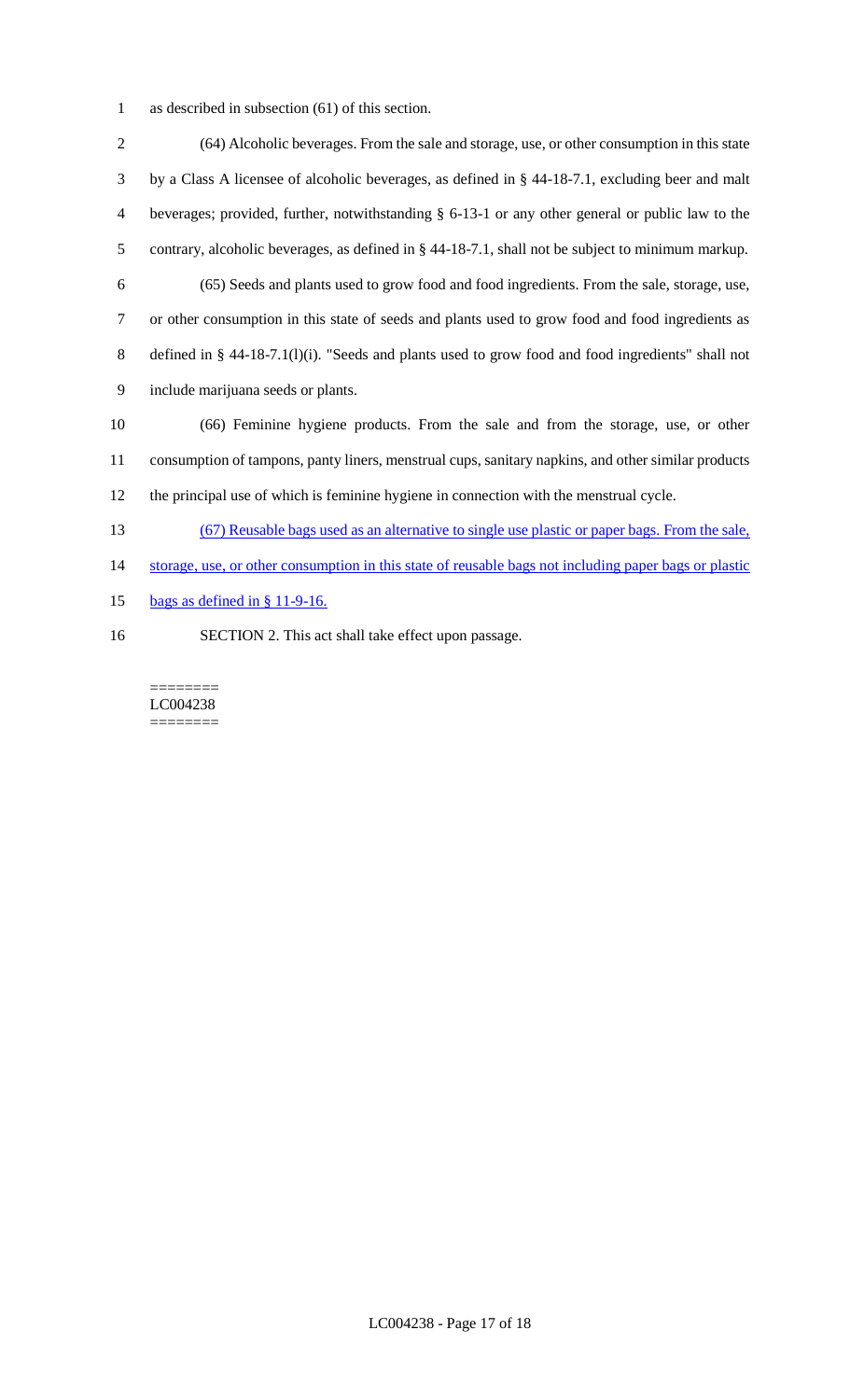as described in subsection (61) of this section.

(64) Alcoholic beverages. From the sale and storage, use, or other consumption in this state by a Class A licensee of alcoholic beverages, as defined in § 44-18-7.1, excluding beer and malt beverages; provided, further, notwithstanding § 6-13-1 or any other general or public law to the contrary, alcoholic beverages, as defined in § 44-18-7.1, shall not be subject to minimum markup.

(65) Seeds and plants used to grow food and food ingredients. From the sale, storage, use, or other consumption in this state of seeds and plants used to grow food and food ingredients as defined in § 44-18-7.1(l)(i). "Seeds and plants used to grow food and food ingredients" shall not include marijuana seeds or plants.

(66) Feminine hygiene products. From the sale and from the storage, use, or other consumption of tampons, panty liners, menstrual cups, sanitary napkins, and other similar products the principal use of which is feminine hygiene in connection with the menstrual cycle.

<u>(67) Reusable bags used as an alternative to single use plastic or paper bags. From the sale, storage, use, or other consumption in this state of reusable bags not including paper bags or plastic bags as defined in § 11-9-16.</u>

SECTION 2. This act shall take effect upon passage.

========
LC004238
========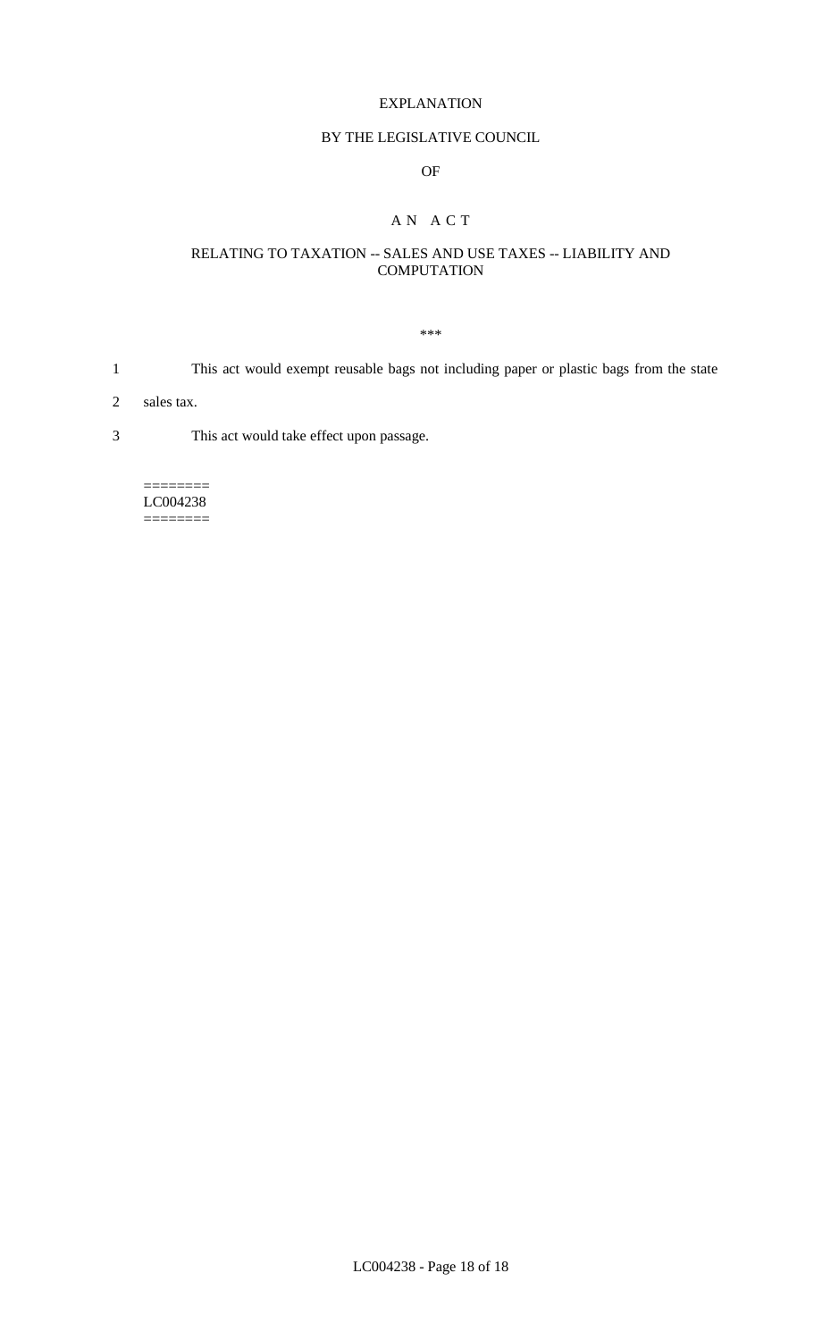EXPLANATION

BY THE LEGISLATIVE COUNCIL

OF

# A N A C T

## RELATING TO TAXATION -- SALES AND USE TAXES -- LIABILITY AND COMPUTATION

***

1 This act would exempt reusable bags not including paper or plastic bags from the state

2 sales tax.

3 This act would take effect upon passage.

========
LC004238
========